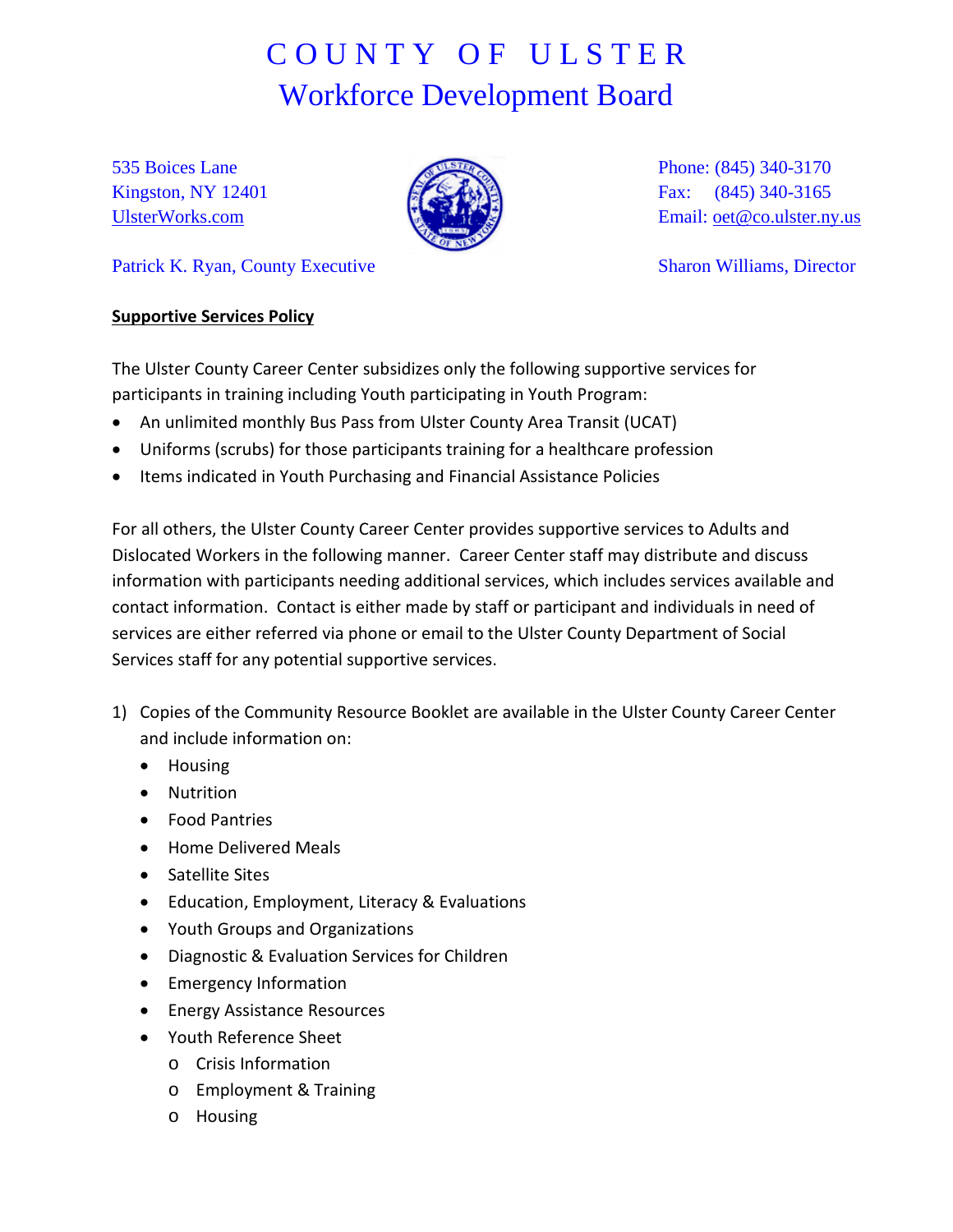# COUNTY OF ULSTER
## Workforce Development Board

535 Boices Lane
Kingston, NY 12401
UlsterWorks.com

Phone: (845) 340-3170
Fax: (845) 340-3165
Email: oet@co.ulster.ny.us

Patrick K. Ryan, County Executive

Sharon Williams, Director

**Supportive Services Policy**

The Ulster County Career Center subsidizes only the following supportive services for participants in training including Youth participating in Youth Program:

- An unlimited monthly Bus Pass from Ulster County Area Transit (UCAT)
- Uniforms (scrubs) for those participants training for a healthcare profession
- Items indicated in Youth Purchasing and Financial Assistance Policies

For all others, the Ulster County Career Center provides supportive services to Adults and Dislocated Workers in the following manner. Career Center staff may distribute and discuss information with participants needing additional services, which includes services available and contact information. Contact is either made by staff or participant and individuals in need of services are either referred via phone or email to the Ulster County Department of Social Services staff for any potential supportive services.

1) Copies of the Community Resource Booklet are available in the Ulster County Career Center and include information on:
   - Housing
   - Nutrition
   - Food Pantries
   - Home Delivered Meals
   - Satellite Sites
   - Education, Employment, Literacy & Evaluations
   - Youth Groups and Organizations
   - Diagnostic & Evaluation Services for Children
   - Emergency Information
   - Energy Assistance Resources
   - Youth Reference Sheet
     - Crisis Information
     - Employment & Training
     - Housing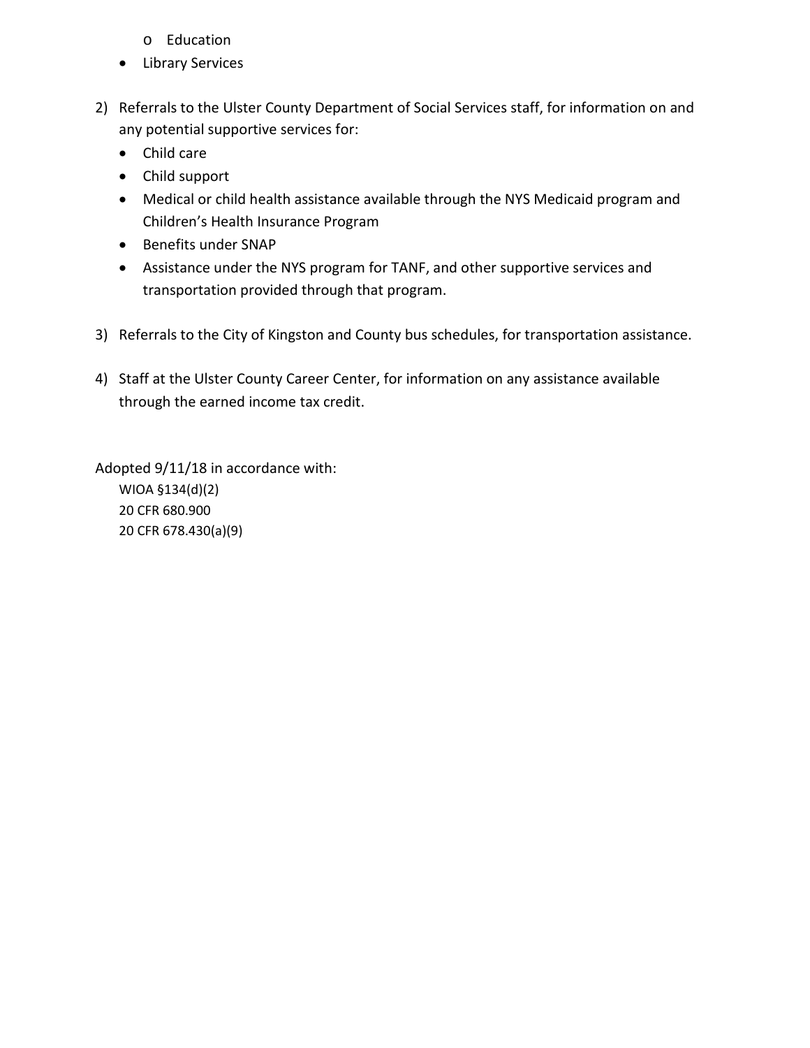- Education
- Library Services

2) Referrals to the Ulster County Department of Social Services staff, for information on and any potential supportive services for:
   - Child care
   - Child support
   - Medical or child health assistance available through the NYS Medicaid program and Children's Health Insurance Program
   - Benefits under SNAP
   - Assistance under the NYS program for TANF, and other supportive services and transportation provided through that program.

3) Referrals to the City of Kingston and County bus schedules, for transportation assistance.

4) Staff at the Ulster County Career Center, for information on any assistance available through the earned income tax credit.

Adopted 9/11/18 in accordance with:

WIOA §134(d)(2)
20 CFR 680.900
20 CFR 678.430(a)(9)